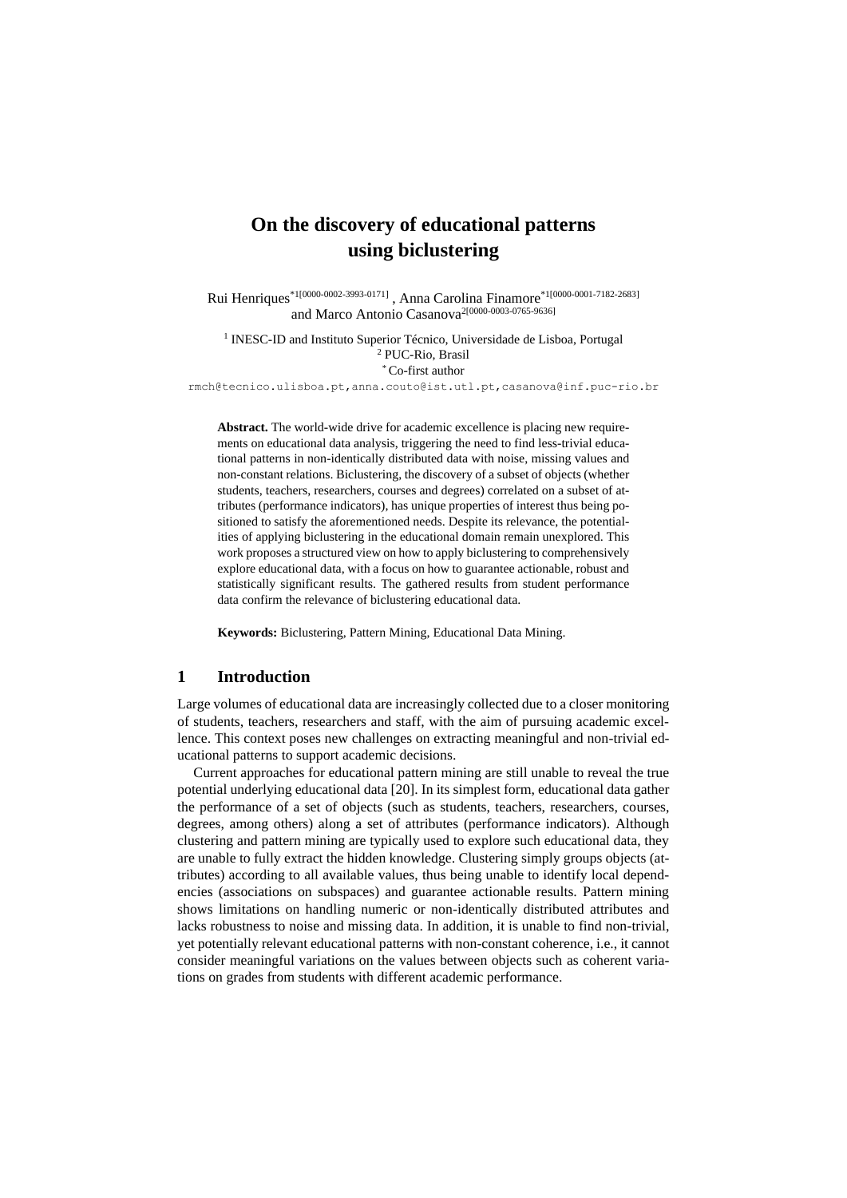# On the discovery of educational patterns using biclustering

Rui Henriques[*1[0000-0002-3993-0171]], Anna Carolina Finamore[*1[0000-0001-7182-2683]] and Marco Antonio Casanova[2[0000-0003-0765-9636]]

[1] INESC-ID and Instituto Superior Técnico, Universidade de Lisboa, Portugal
[2] PUC-Rio, Brasil
[*] Co-first author

rmch@tecnico.ulisboa.pt,anna.couto@ist.utl.pt,casanova@inf.puc-rio.br

**Abstract.** The world-wide drive for academic excellence is placing new requirements on educational data analysis, triggering the need to find less-trivial educational patterns in non-identically distributed data with noise, missing values and non-constant relations. Biclustering, the discovery of a subset of objects (whether students, teachers, researchers, courses and degrees) correlated on a subset of attributes (performance indicators), has unique properties of interest thus being positioned to satisfy the aforementioned needs. Despite its relevance, the potentialities of applying biclustering in the educational domain remain unexplored. This work proposes a structured view on how to apply biclustering to comprehensively explore educational data, with a focus on how to guarantee actionable, robust and statistically significant results. The gathered results from student performance data confirm the relevance of biclustering educational data.

**Keywords:** Biclustering, Pattern Mining, Educational Data Mining.

## 1 Introduction

Large volumes of educational data are increasingly collected due to a closer monitoring of students, teachers, researchers and staff, with the aim of pursuing academic excellence. This context poses new challenges on extracting meaningful and non-trivial educational patterns to support academic decisions.

Current approaches for educational pattern mining are still unable to reveal the true potential underlying educational data [20]. In its simplest form, educational data gather the performance of a set of objects (such as students, teachers, researchers, courses, degrees, among others) along a set of attributes (performance indicators). Although clustering and pattern mining are typically used to explore such educational data, they are unable to fully extract the hidden knowledge. Clustering simply groups objects (attributes) according to all available values, thus being unable to identify local dependencies (associations on subspaces) and guarantee actionable results. Pattern mining shows limitations on handling numeric or non-identically distributed attributes and lacks robustness to noise and missing data. In addition, it is unable to find non-trivial, yet potentially relevant educational patterns with non-constant coherence, i.e., it cannot consider meaningful variations on the values between objects such as coherent variations on grades from students with different academic performance.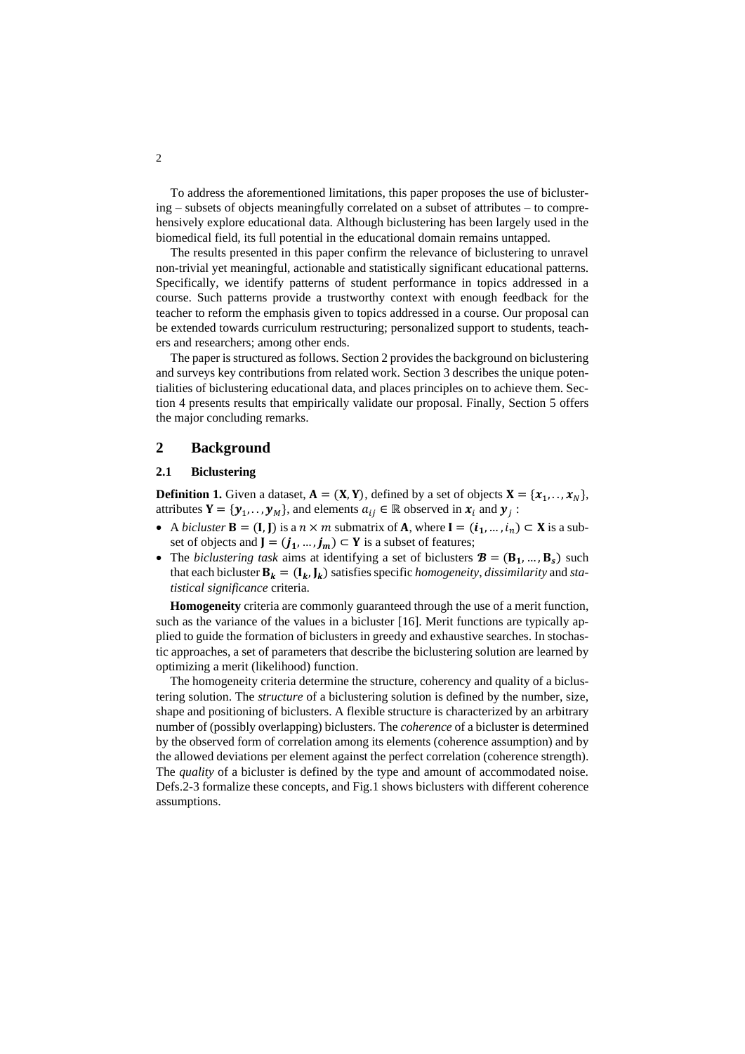To address the aforementioned limitations, this paper proposes the use of biclustering – subsets of objects meaningfully correlated on a subset of attributes – to comprehensively explore educational data. Although biclustering has been largely used in the biomedical field, its full potential in the educational domain remains untapped.

The results presented in this paper confirm the relevance of biclustering to unravel non-trivial yet meaningful, actionable and statistically significant educational patterns. Specifically, we identify patterns of student performance in topics addressed in a course. Such patterns provide a trustworthy context with enough feedback for the teacher to reform the emphasis given to topics addressed in a course. Our proposal can be extended towards curriculum restructuring; personalized support to students, teachers and researchers; among other ends.

The paper is structured as follows. Section 2 provides the background on biclustering and surveys key contributions from related work. Section 3 describes the unique potentialities of biclustering educational data, and places principles on to achieve them. Section 4 presents results that empirically validate our proposal. Finally, Section 5 offers the major concluding remarks.

## 2 Background

### 2.1 Biclustering

**Definition 1.** Given a dataset, $\mathbf{A} = (\mathbf{X}, \mathbf{Y})$, defined by a set of objects $\mathbf{X} = \{\boldsymbol{x}_1, .., \boldsymbol{x}_N\}$, attributes $\mathbf{Y} = \{\boldsymbol{y}_1, .., \boldsymbol{y}_M\}$, and elements $a_{ij} \in \mathbb{R}$ observed in $\boldsymbol{x}_i$ and $\boldsymbol{y}_j$ :

- A *bicluster* $\mathbf{B} = (\mathbf{I}, \mathbf{J})$ is a $n \times m$ submatrix of $\mathbf{A}$, where $\mathbf{I} = (\boldsymbol{i_1}, \dots, i_n) \subset \mathbf{X}$ is a subset of objects and $\mathbf{J} = (\boldsymbol{j_1}, \dots, \boldsymbol{j_m}) \subset \mathbf{Y}$ is a subset of features;
- The *biclustering task* aims at identifying a set of biclusters $\boldsymbol{\mathcal{B}} = (\mathbf{B_1}, \dots, \mathbf{B_s})$ such that each bicluster $\mathbf{B_k} = (\mathbf{I_k}, \mathbf{J_k})$ satisfies specific *homogeneity*, *dissimilarity* and *statistical significance* criteria.

**Homogeneity** criteria are commonly guaranteed through the use of a merit function, such as the variance of the values in a bicluster [16]. Merit functions are typically applied to guide the formation of biclusters in greedy and exhaustive searches. In stochastic approaches, a set of parameters that describe the biclustering solution are learned by optimizing a merit (likelihood) function.

The homogeneity criteria determine the structure, coherency and quality of a biclustering solution. The *structure* of a biclustering solution is defined by the number, size, shape and positioning of biclusters. A flexible structure is characterized by an arbitrary number of (possibly overlapping) biclusters. The *coherence* of a bicluster is determined by the observed form of correlation among its elements (coherence assumption) and by the allowed deviations per element against the perfect correlation (coherence strength). The *quality* of a bicluster is defined by the type and amount of accommodated noise. Defs.2-3 formalize these concepts, and Fig.1 shows biclusters with different coherence assumptions.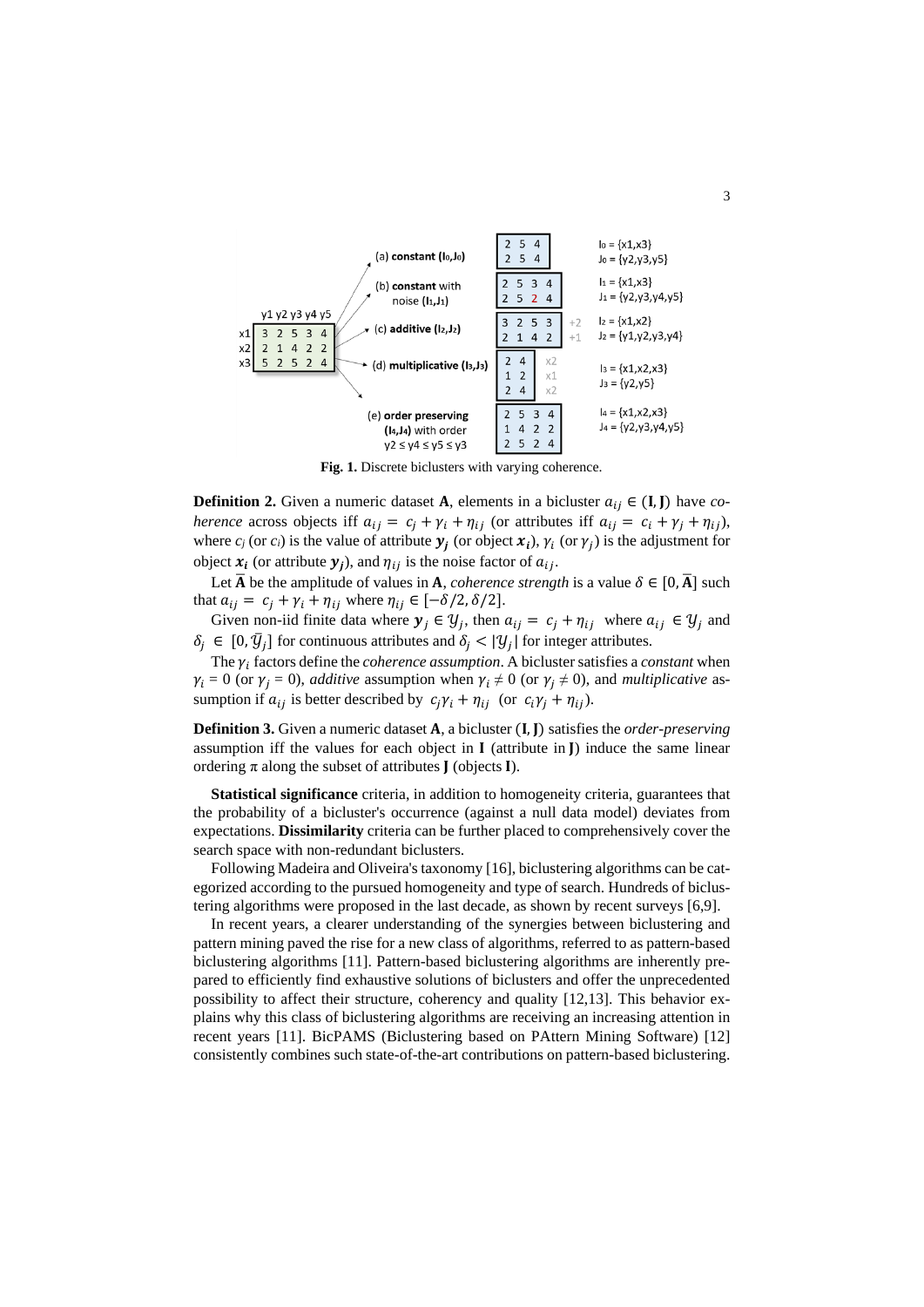**Fig. 1.** Discrete biclusters with varying coherence.

**Definition 2.** Given a numeric dataset **A**, elements in a bicluster $a_{ij} \in (\mathbf{I}, \mathbf{J})$ have *coherence* across objects iff $a_{ij} = c_j + \gamma_i + \eta_{ij}$ (or attributes iff $a_{ij} = c_i + \gamma_j + \eta_{ij}$), where $c_j$ (or $c_i$) is the value of attribute $\boldsymbol{y_j}$ (or object $\boldsymbol{x_i}$), $\gamma_i$ (or $\gamma_j$) is the adjustment for object $\boldsymbol{x_i}$ (or attribute $\boldsymbol{y_j}$), and $\eta_{ij}$ is the noise factor of $a_{ij}$.

Let $\bar{\mathbf{A}}$ be the amplitude of values in **A**, *coherence strength* is a value $\delta \in [0, \bar{\mathbf{A}}]$ such that $a_{ij} = c_j + \gamma_i + \eta_{ij}$ where $\eta_{ij} \in [-\delta/2, \delta/2]$.

Given non-iid finite data where $\boldsymbol{y}_j \in \mathcal{Y}_j$, then $a_{ij} = c_j + \eta_{ij}$ where $a_{ij} \in \mathcal{Y}_j$ and $\delta_j \in [0, \bar{\mathcal{Y}}_j]$ for continuous attributes and $\delta_j < |\mathcal{Y}_j|$ for integer attributes.

The $\gamma_i$ factors define the *coherence assumption*. A bicluster satisfies a *constant* when $\gamma_i = 0$ (or $\gamma_j = 0$), *additive* assumption when $\gamma_i \neq 0$ (or $\gamma_j \neq 0$), and *multiplicative* assumption if $a_{ij}$ is better described by $c_j\gamma_i + \eta_{ij}$ (or $c_i\gamma_j + \eta_{ij}$).

**Definition 3.** Given a numeric dataset **A**, a bicluster $(\mathbf{I}, \mathbf{J})$ satisfies the *order-preserving* assumption iff the values for each object in **I** (attribute in **J**) induce the same linear ordering $\pi$ along the subset of attributes **J** (objects **I**).

**Statistical significance** criteria, in addition to homogeneity criteria, guarantees that the probability of a bicluster's occurrence (against a null data model) deviates from expectations. **Dissimilarity** criteria can be further placed to comprehensively cover the search space with non-redundant biclusters.

Following Madeira and Oliveira's taxonomy [16], biclustering algorithms can be categorized according to the pursued homogeneity and type of search. Hundreds of biclustering algorithms were proposed in the last decade, as shown by recent surveys [6,9].

In recent years, a clearer understanding of the synergies between biclustering and pattern mining paved the rise for a new class of algorithms, referred to as pattern-based biclustering algorithms [11]. Pattern-based biclustering algorithms are inherently prepared to efficiently find exhaustive solutions of biclusters and offer the unprecedented possibility to affect their structure, coherency and quality [12,13]. This behavior explains why this class of biclustering algorithms are receiving an increasing attention in recent years [11]. BicPAMS (Biclustering based on PAttern Mining Software) [12] consistently combines such state-of-the-art contributions on pattern-based biclustering.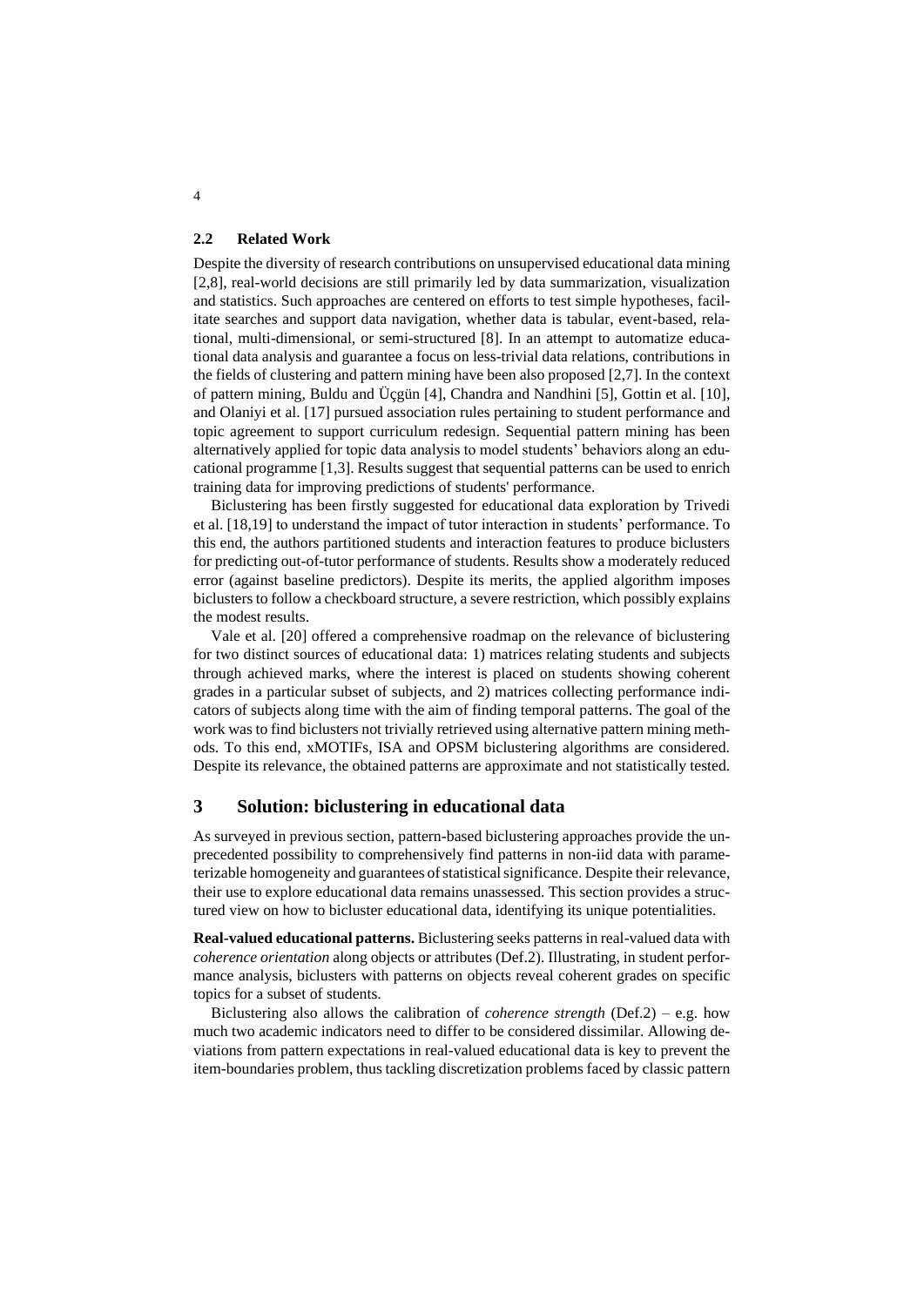### 2.2 Related Work

Despite the diversity of research contributions on unsupervised educational data mining [2,8], real-world decisions are still primarily led by data summarization, visualization and statistics. Such approaches are centered on efforts to test simple hypotheses, facilitate searches and support data navigation, whether data is tabular, event-based, relational, multi-dimensional, or semi-structured [8]. In an attempt to automatize educational data analysis and guarantee a focus on less-trivial data relations, contributions in the fields of clustering and pattern mining have been also proposed [2,7]. In the context of pattern mining, Buldu and Üçgün [4], Chandra and Nandhini [5], Gottin et al. [10], and Olaniyi et al. [17] pursued association rules pertaining to student performance and topic agreement to support curriculum redesign. Sequential pattern mining has been alternatively applied for topic data analysis to model students' behaviors along an educational programme [1,3]. Results suggest that sequential patterns can be used to enrich training data for improving predictions of students' performance.

Biclustering has been firstly suggested for educational data exploration by Trivedi et al. [18,19] to understand the impact of tutor interaction in students' performance. To this end, the authors partitioned students and interaction features to produce biclusters for predicting out-of-tutor performance of students. Results show a moderately reduced error (against baseline predictors). Despite its merits, the applied algorithm imposes biclusters to follow a checkboard structure, a severe restriction, which possibly explains the modest results.

Vale et al. [20] offered a comprehensive roadmap on the relevance of biclustering for two distinct sources of educational data: 1) matrices relating students and subjects through achieved marks, where the interest is placed on students showing coherent grades in a particular subset of subjects, and 2) matrices collecting performance indicators of subjects along time with the aim of finding temporal patterns. The goal of the work was to find biclusters not trivially retrieved using alternative pattern mining methods. To this end, xMOTIFs, ISA and OPSM biclustering algorithms are considered. Despite its relevance, the obtained patterns are approximate and not statistically tested.

## 3 Solution: biclustering in educational data

As surveyed in previous section, pattern-based biclustering approaches provide the unprecedented possibility to comprehensively find patterns in non-iid data with parameterizable homogeneity and guarantees of statistical significance. Despite their relevance, their use to explore educational data remains unassessed. This section provides a structured view on how to bicluster educational data, identifying its unique potentialities.

**Real-valued educational patterns.** Biclustering seeks patterns in real-valued data with *coherence orientation* along objects or attributes (Def.2). Illustrating, in student performance analysis, biclusters with patterns on objects reveal coherent grades on specific topics for a subset of students.

Biclustering also allows the calibration of *coherence strength* (Def.2) – e.g. how much two academic indicators need to differ to be considered dissimilar. Allowing deviations from pattern expectations in real-valued educational data is key to prevent the item-boundaries problem, thus tackling discretization problems faced by classic pattern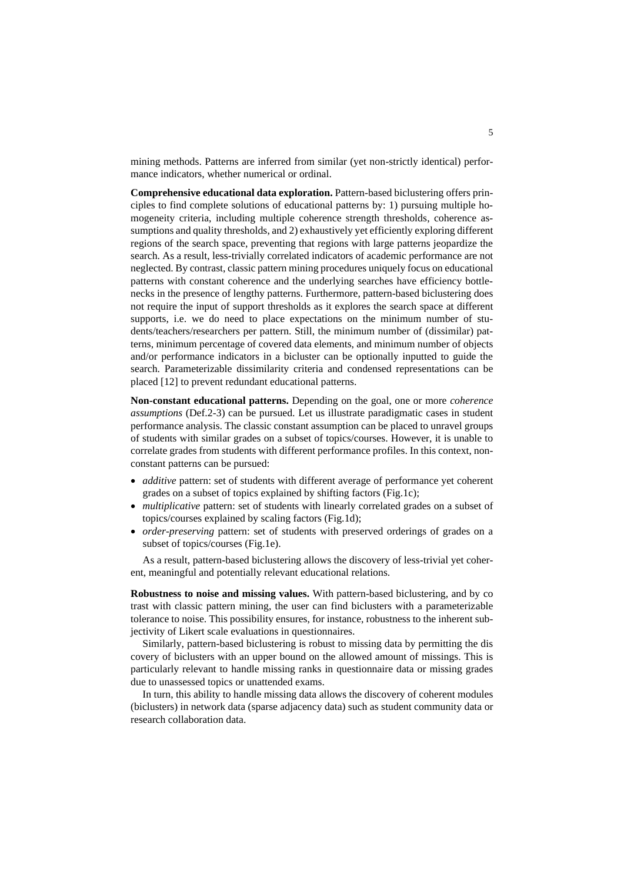mining methods. Patterns are inferred from similar (yet non-strictly identical) performance indicators, whether numerical or ordinal.

**Comprehensive educational data exploration.** Pattern-based biclustering offers principles to find complete solutions of educational patterns by: 1) pursuing multiple homogeneity criteria, including multiple coherence strength thresholds, coherence assumptions and quality thresholds, and 2) exhaustively yet efficiently exploring different regions of the search space, preventing that regions with large patterns jeopardize the search. As a result, less-trivially correlated indicators of academic performance are not neglected. By contrast, classic pattern mining procedures uniquely focus on educational patterns with constant coherence and the underlying searches have efficiency bottlenecks in the presence of lengthy patterns. Furthermore, pattern-based biclustering does not require the input of support thresholds as it explores the search space at different supports, i.e. we do need to place expectations on the minimum number of students/teachers/researchers per pattern. Still, the minimum number of (dissimilar) patterns, minimum percentage of covered data elements, and minimum number of objects and/or performance indicators in a bicluster can be optionally inputted to guide the search. Parameterizable dissimilarity criteria and condensed representations can be placed [12] to prevent redundant educational patterns.

**Non-constant educational patterns.** Depending on the goal, one or more *coherence assumptions* (Def.2-3) can be pursued. Let us illustrate paradigmatic cases in student performance analysis. The classic constant assumption can be placed to unravel groups of students with similar grades on a subset of topics/courses. However, it is unable to correlate grades from students with different performance profiles. In this context, non-constant patterns can be pursued:

- *additive* pattern: set of students with different average of performance yet coherent grades on a subset of topics explained by shifting factors (Fig.1c);
- *multiplicative* pattern: set of students with linearly correlated grades on a subset of topics/courses explained by scaling factors (Fig.1d);
- *order-preserving* pattern: set of students with preserved orderings of grades on a subset of topics/courses (Fig.1e).

As a result, pattern-based biclustering allows the discovery of less-trivial yet coherent, meaningful and potentially relevant educational relations.

**Robustness to noise and missing values.** With pattern-based biclustering, and by co trast with classic pattern mining, the user can find biclusters with a parameterizable tolerance to noise. This possibility ensures, for instance, robustness to the inherent subjectivity of Likert scale evaluations in questionnaires.

Similarly, pattern-based biclustering is robust to missing data by permitting the dis covery of biclusters with an upper bound on the allowed amount of missings. This is particularly relevant to handle missing ranks in questionnaire data or missing grades due to unassessed topics or unattended exams.

In turn, this ability to handle missing data allows the discovery of coherent modules (biclusters) in network data (sparse adjacency data) such as student community data or research collaboration data.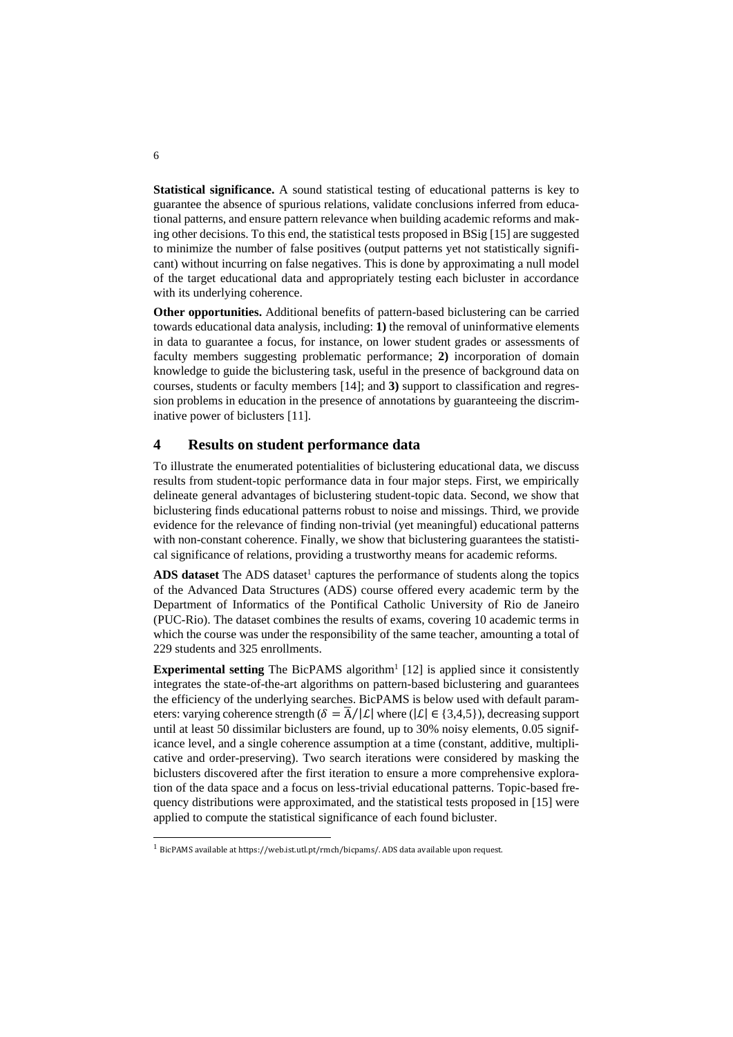**Statistical significance.** A sound statistical testing of educational patterns is key to guarantee the absence of spurious relations, validate conclusions inferred from educational patterns, and ensure pattern relevance when building academic reforms and making other decisions. To this end, the statistical tests proposed in BSig [15] are suggested to minimize the number of false positives (output patterns yet not statistically significant) without incurring on false negatives. This is done by approximating a null model of the target educational data and appropriately testing each bicluster in accordance with its underlying coherence.

**Other opportunities.** Additional benefits of pattern-based biclustering can be carried towards educational data analysis, including: **1)** the removal of uninformative elements in data to guarantee a focus, for instance, on lower student grades or assessments of faculty members suggesting problematic performance; **2)** incorporation of domain knowledge to guide the biclustering task, useful in the presence of background data on courses, students or faculty members [14]; and **3)** support to classification and regression problems in education in the presence of annotations by guaranteeing the discriminative power of biclusters [11].

## 4 Results on student performance data

To illustrate the enumerated potentialities of biclustering educational data, we discuss results from student-topic performance data in four major steps. First, we empirically delineate general advantages of biclustering student-topic data. Second, we show that biclustering finds educational patterns robust to noise and missings. Third, we provide evidence for the relevance of finding non-trivial (yet meaningful) educational patterns with non-constant coherence. Finally, we show that biclustering guarantees the statistical significance of relations, providing a trustworthy means for academic reforms.

**ADS dataset** The ADS dataset[1] captures the performance of students along the topics of the Advanced Data Structures (ADS) course offered every academic term by the Department of Informatics of the Pontifical Catholic University of Rio de Janeiro (PUC-Rio). The dataset combines the results of exams, covering 10 academic terms in which the course was under the responsibility of the same teacher, amounting a total of 229 students and 325 enrollments.

**Experimental setting** The BicPAMS algorithm[1] [12] is applied since it consistently integrates the state-of-the-art algorithms on pattern-based biclustering and guarantees the efficiency of the underlying searches. BicPAMS is below used with default parameters: varying coherence strength ($\delta = \bar{A}/|\mathcal{L}|$ where ($|\mathcal{L}| \in \{3,4,5\}$), decreasing support until at least 50 dissimilar biclusters are found, up to 30% noisy elements, 0.05 significance level, and a single coherence assumption at a time (constant, additive, multiplicative and order-preserving). Two search iterations were considered by masking the biclusters discovered after the first iteration to ensure a more comprehensive exploration of the data space and a focus on less-trivial educational patterns. Topic-based frequency distributions were approximated, and the statistical tests proposed in [15] were applied to compute the statistical significance of each found bicluster.

[1] BicPAMS available at https://web.ist.utl.pt/rmch/bicpams/. ADS data available upon request.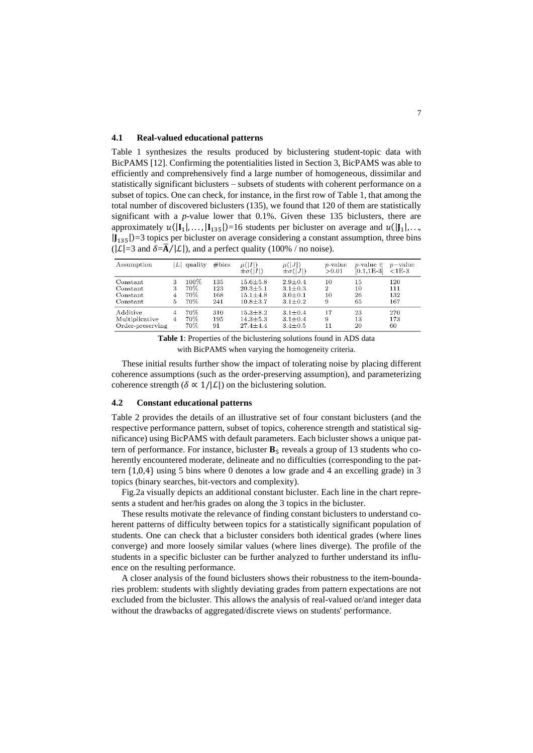### 4.1 Real-valued educational patterns

Table 1 synthesizes the results produced by biclustering student-topic data with BicPAMS [12]. Confirming the potentialities listed in Section 3, BicPAMS was able to efficiently and comprehensively find a large number of homogeneous, dissimilar and statistically significant biclusters – subsets of students with coherent performance on a subset of topics. One can check, for instance, in the first row of Table 1, that among the total number of discovered biclusters (135), we found that 120 of them are statistically significant with a *p*-value lower that 0.1%. Given these 135 biclusters, there are approximately $u(|\mathbf{I}_1|, \ldots, |\mathbf{I}_{135}|)$=16 students per bicluster on average and $u(|\mathbf{J}_1|, \ldots, |\mathbf{J}_{135}|)$=3 topics per bicluster on average considering a constant assumption, three bins ($|\mathcal{L}|$=3 and $\delta$=$\bar{\mathbf{A}}/|\mathcal{L}|$), and a perfect quality (100% / no noise).

| Assumption | $\|L\|$ | quality | #bics | $\mu(\|I\|) \pm\sigma(\|I\|)$ | $\mu(\|J\|) \pm\sigma(\|J\|)$ | $p$-value $>$0.01 | $p$-value $\in$ [0.1,1E-3] | $p$−value <1E-3 |
|---|---|---|---|---|---|---|---|---|
| Constant | 3 | 100% | 135 | 15.6±5.8 | 2.9±0.4 | 10 | 15 | 120 |
| Constant | 3 | 70% | 123 | 20.3±5.1 | 3.1±0.3 | 2 | 10 | 111 |
| Constant | 4 | 70% | 168 | 15.1±4.8 | 3.0±0.1 | 10 | 26 | 132 |
| Constant | 5 | 70% | 241 | 10.8±3.7 | 3.1±0.2 | 9 | 65 | 167 |
| Additive | 4 | 70% | 310 | 15.3±8.2 | 3.1±0.4 | 17 | 23 | 270 |
| Multiplicative | 4 | 70% | 195 | 14.3±5.3 | 3.1±0.4 | 9 | 13 | 173 |
| Order-preserving | – | 70% | 91 | 27.4±4.4 | 3.4±0.5 | 11 | 20 | 60 |

**Table 1**: Properties of the biclustering solutions found in ADS data with BicPAMS when varying the homogeneity criteria.

These initial results further show the impact of tolerating noise by placing different coherence assumptions (such as the order-preserving assumption), and parameterizing coherence strength ($\delta \propto 1/|\mathcal{L}|$) on the biclustering solution.

### 4.2 Constant educational patterns

Table 2 provides the details of an illustrative set of four constant biclusters (and the respective performance pattern, subset of topics, coherence strength and statistical significance) using BicPAMS with default parameters. Each bicluster shows a unique pattern of performance. For instance, bicluster $\mathbf{B}_5$ reveals a group of 13 students who coherently encountered moderate, delineate and no difficulties (corresponding to the pattern {1,0,4} using 5 bins where 0 denotes a low grade and 4 an excelling grade) in 3 topics (binary searches, bit-vectors and complexity).

Fig.2a visually depicts an additional constant bicluster. Each line in the chart represents a student and her/his grades on along the 3 topics in the bicluster.

These results motivate the relevance of finding constant biclusters to understand coherent patterns of difficulty between topics for a statistically significant population of students. One can check that a bicluster considers both identical grades (where lines converge) and more loosely similar values (where lines diverge). The profile of the students in a specific bicluster can be further analyzed to further understand its influence on the resulting performance.

A closer analysis of the found biclusters shows their robustness to the item-boundaries problem: students with slightly deviating grades from pattern expectations are not excluded from the bicluster. This allows the analysis of real-valued or/and integer data without the drawbacks of aggregated/discrete views on students' performance.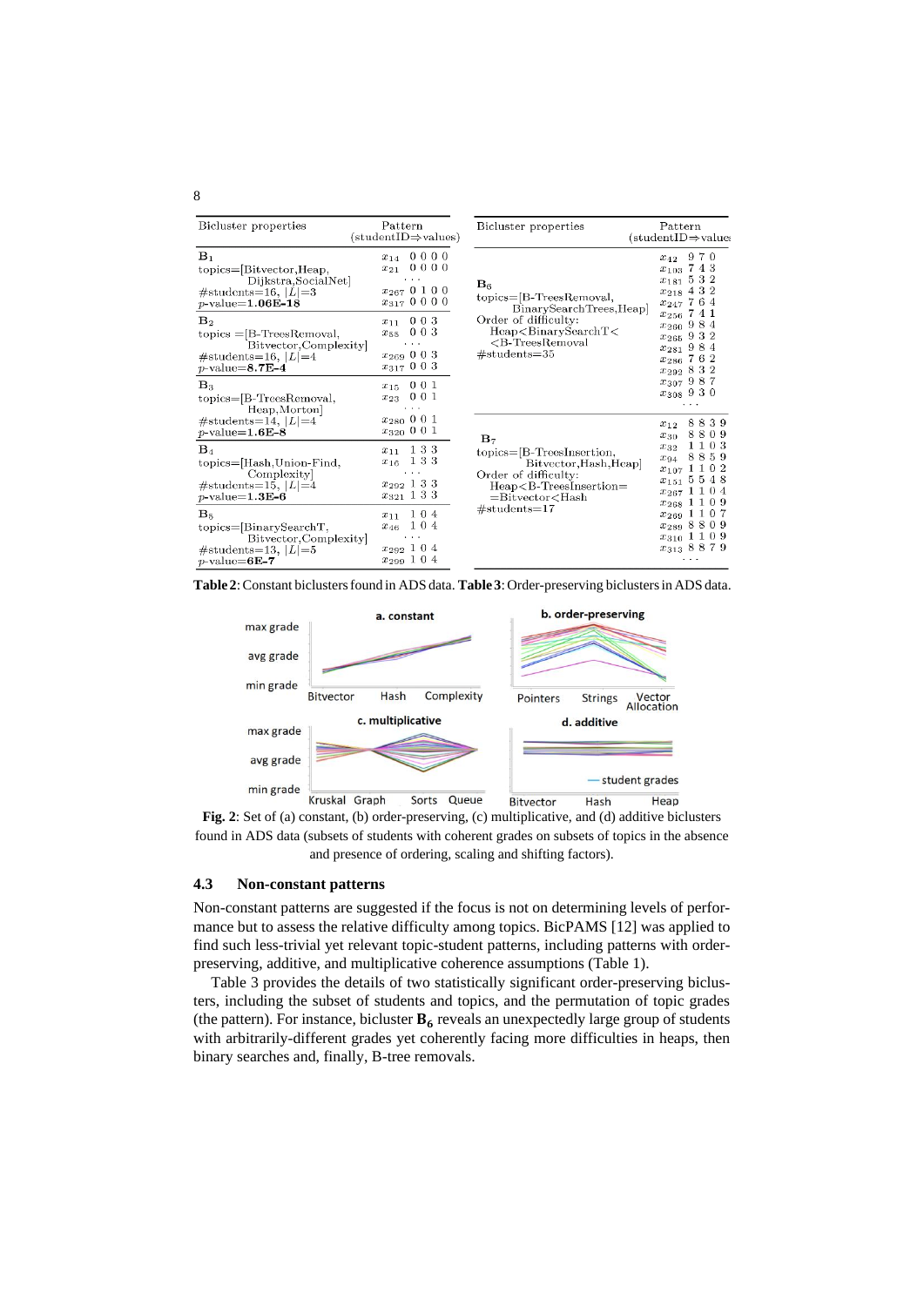| Bicluster properties | Pattern (studentID⇒values) |
| --- | --- |
| $\mathbf{B_1}$<br>topics=[Bitvector,Heap, Dijkstra,SocialNet]<br>#students=16, $\|L\|$=3<br>$p$-value=**1.06E-18** | $x_{14}$ 0 0 0 0<br>$x_{21}$ 0 0 0 0<br>...<br>$x_{267}$ 0 1 0 0<br>$x_{317}$ 0 0 0 0 |
| $\mathbf{B_2}$<br>topics =[B-TreesRemoval, Bitvector,Complexity]<br>#students=16, $\|L\|$=4<br>$p$-value=**8.7E-4** | $x_{11}$ 0 0 3<br>$x_{55}$ 0 0 3<br>...<br>$x_{269}$ 0 0 3<br>$x_{317}$ 0 0 3 |
| $\mathbf{B_3}$<br>topics=[B-TreesRemoval, Heap,Morton]<br>#students=14, $\|L\|$=4<br>$p$-value=**1.6E-8** | $x_{15}$ 0 0 1<br>$x_{23}$ 0 0 1<br>...<br>$x_{280}$ 0 0 1<br>$x_{320}$ 0 0 1 |
| $\mathbf{B_4}$<br>topics=[Hash,Union-Find, Complexity]<br>#students=15, $\|L\|$=4<br>$p$-value=**1.3E-6** | $x_{11}$ 1 3 3<br>$x_{16}$ 1 3 3<br>...<br>$x_{292}$ 1 3 3<br>$x_{321}$ 1 3 3 |
| $\mathbf{B_5}$<br>topics=[BinarySearchT, Bitvector,Complexity]<br>#students=13, $\|L\|$=5<br>$p$-value=**6E-7** | $x_{11}$ 1 0 4<br>$x_{46}$ 1 0 4<br>...<br>$x_{292}$ 1 0 4<br>$x_{299}$ 1 0 4 |

**Table 2**: Constant biclusters found in ADS data.

| Bicluster properties | Pattern (studentID⇒values) |
| --- | --- |
| $\mathbf{B_6}$<br>topics=[B-TreesRemoval, BinarySearchTrees,Heap]<br>Order of difficulty: Heap<BinarySearchT< <B-TreesRemoval<br>#students=35 | $x_{42}$ 9 7 0<br>$x_{103}$ 7 4 3<br>$x_{181}$ 5 3 2<br>$x_{218}$ 4 3 2<br>$x_{247}$ 7 6 4<br>$x_{256}$ 7 4 1<br>$x_{260}$ 9 8 4<br>$x_{265}$ 9 3 2<br>$x_{281}$ 9 8 4<br>$x_{286}$ 7 6 2<br>$x_{292}$ 8 3 2<br>$x_{307}$ 9 8 7<br>$x_{308}$ 9 3 0<br>... |
| $\mathbf{B_7}$<br>topics=[B-TreesInsertion, Bitvector,Hash,Heap]<br>Order of difficulty: Heap<B-TreesInsertion= =Bitvector<Hash<br>#students=17 | $x_{12}$ 8 8 3 9<br>$x_{30}$ 8 8 0 9<br>$x_{32}$ 1 1 0 3<br>$x_{94}$ 8 8 5 9<br>$x_{107}$ 1 1 0 2<br>$x_{151}$ 5 5 4 8<br>$x_{267}$ 1 1 0 4<br>$x_{268}$ 1 1 0 9<br>$x_{269}$ 1 1 0 7<br>$x_{289}$ 8 8 0 9<br>$x_{310}$ 1 1 0 9<br>$x_{313}$ 8 8 7 9<br>... |

**Table 3**: Order-preserving biclusters in ADS data.

**Fig. 2**: Set of (a) constant, (b) order-preserving, (c) multiplicative, and (d) additive biclusters found in ADS data (subsets of students with coherent grades on subsets of topics in the absence and presence of ordering, scaling and shifting factors).

### 4.3 Non-constant patterns

Non-constant patterns are suggested if the focus is not on determining levels of performance but to assess the relative difficulty among topics. BicPAMS [12] was applied to find such less-trivial yet relevant topic-student patterns, including patterns with order-preserving, additive, and multiplicative coherence assumptions (Table 1).

Table 3 provides the details of two statistically significant order-preserving biclusters, including the subset of students and topics, and the permutation of topic grades (the pattern). For instance, bicluster $\mathbf{B_6}$ reveals an unexpectedly large group of students with arbitrarily-different grades yet coherently facing more difficulties in heaps, then binary searches and, finally, B-tree removals.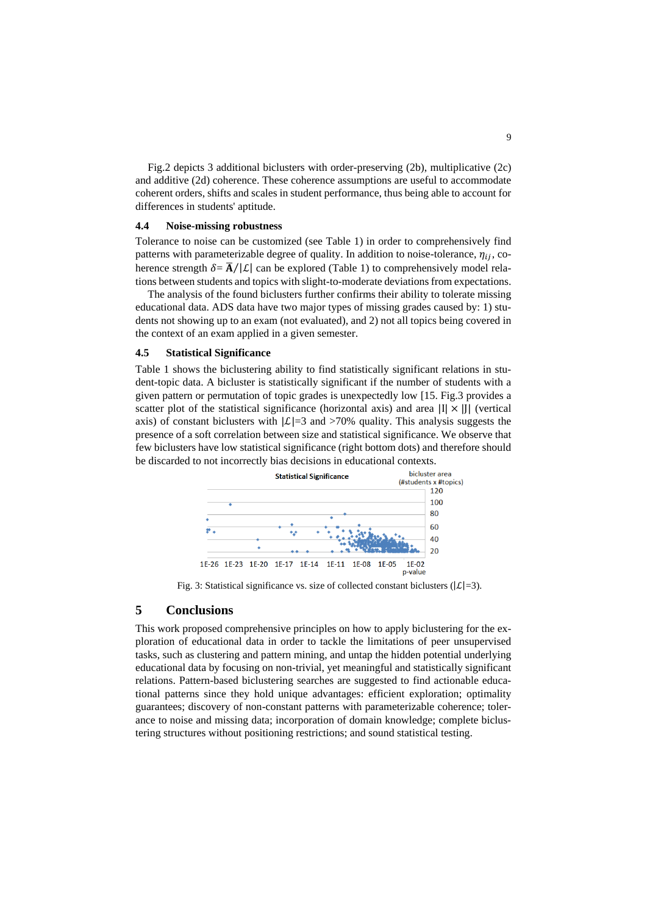Fig.2 depicts 3 additional biclusters with order-preserving (2b), multiplicative (2c) and additive (2d) coherence. These coherence assumptions are useful to accommodate coherent orders, shifts and scales in student performance, thus being able to account for differences in students' aptitude.

### 4.4 Noise-missing robustness

Tolerance to noise can be customized (see Table 1) in order to comprehensively find patterns with parameterizable degree of quality. In addition to noise-tolerance, $\eta_{ij}$, coherence strength $\delta = \bar{\mathbf{A}}/|\mathcal{L}|$ can be explored (Table 1) to comprehensively model relations between students and topics with slight-to-moderate deviations from expectations.

The analysis of the found biclusters further confirms their ability to tolerate missing educational data. ADS data have two major types of missing grades caused by: 1) students not showing up to an exam (not evaluated), and 2) not all topics being covered in the context of an exam applied in a given semester.

### 4.5 Statistical Significance

Table 1 shows the biclustering ability to find statistically significant relations in student-topic data. A bicluster is statistically significant if the number of students with a given pattern or permutation of topic grades is unexpectedly low [15. Fig.3 provides a scatter plot of the statistical significance (horizontal axis) and area $|I| \times |J|$ (vertical axis) of constant biclusters with $|\mathcal{L}|$=3 and >70% quality. This analysis suggests the presence of a soft correlation between size and statistical significance. We observe that few biclusters have low statistical significance (right bottom dots) and therefore should be discarded to not incorrectly bias decisions in educational contexts.

Fig. 3: Statistical significance vs. size of collected constant biclusters ($|\mathcal{L}|$=3).

## 5 Conclusions

This work proposed comprehensive principles on how to apply biclustering for the exploration of educational data in order to tackle the limitations of peer unsupervised tasks, such as clustering and pattern mining, and untap the hidden potential underlying educational data by focusing on non-trivial, yet meaningful and statistically significant relations. Pattern-based biclustering searches are suggested to find actionable educational patterns since they hold unique advantages: efficient exploration; optimality guarantees; discovery of non-constant patterns with parameterizable coherence; tolerance to noise and missing data; incorporation of domain knowledge; complete biclustering structures without positioning restrictions; and sound statistical testing.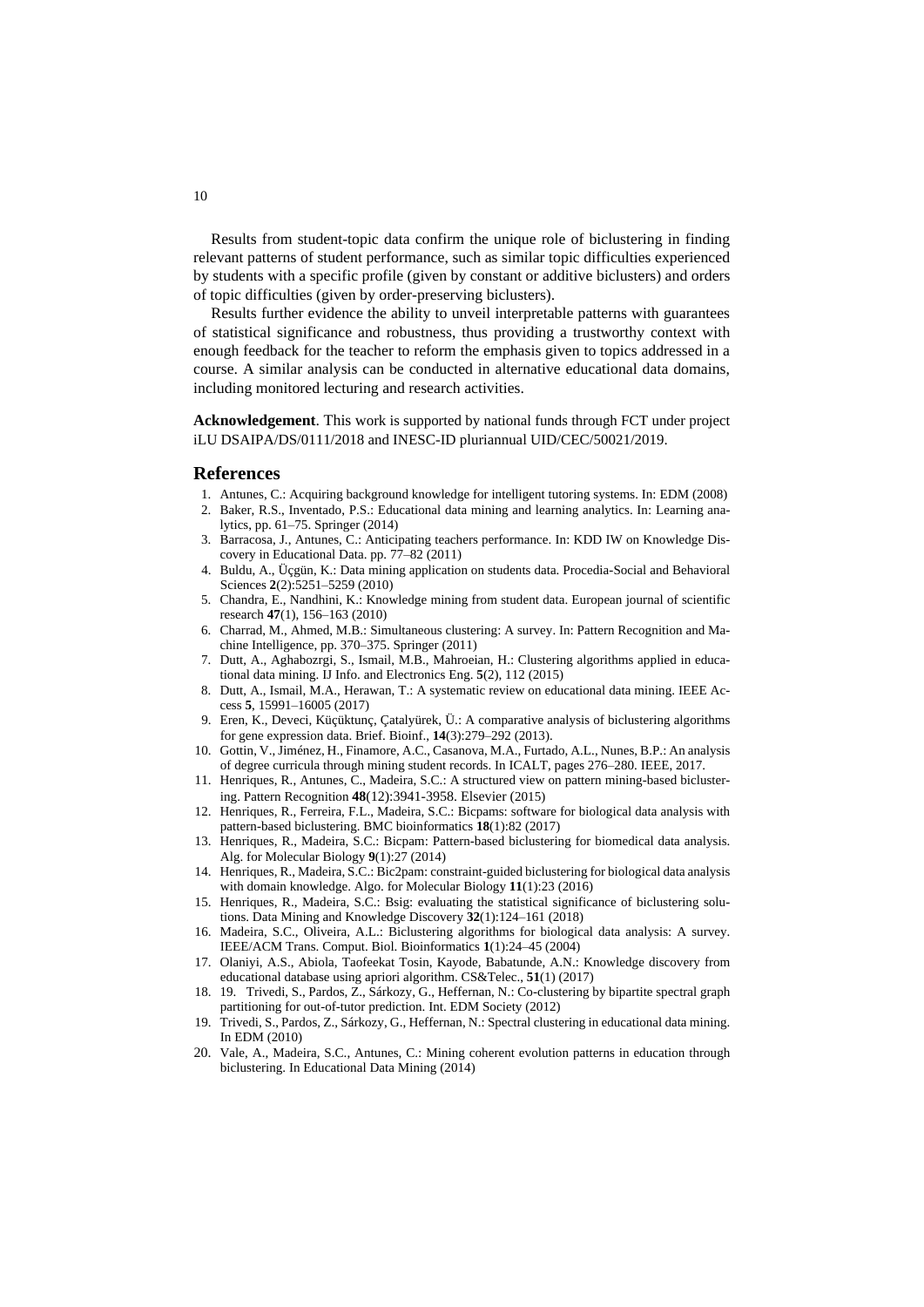Results from student-topic data confirm the unique role of biclustering in finding relevant patterns of student performance, such as similar topic difficulties experienced by students with a specific profile (given by constant or additive biclusters) and orders of topic difficulties (given by order-preserving biclusters).

Results further evidence the ability to unveil interpretable patterns with guarantees of statistical significance and robustness, thus providing a trustworthy context with enough feedback for the teacher to reform the emphasis given to topics addressed in a course. A similar analysis can be conducted in alternative educational data domains, including monitored lecturing and research activities.

**Acknowledgement**. This work is supported by national funds through FCT under project iLU DSAIPA/DS/0111/2018 and INESC-ID pluriannual UID/CEC/50021/2019.

## References

1. Antunes, C.: Acquiring background knowledge for intelligent tutoring systems. In: EDM (2008)
2. Baker, R.S., Inventado, P.S.: Educational data mining and learning analytics. In: Learning analytics, pp. 61–75. Springer (2014)
3. Barracosa, J., Antunes, C.: Anticipating teachers performance. In: KDD IW on Knowledge Discovery in Educational Data. pp. 77–82 (2011)
4. Buldu, A., Üçgün, K.: Data mining application on students data. Procedia-Social and Behavioral Sciences **2**(2):5251–5259 (2010)
5. Chandra, E., Nandhini, K.: Knowledge mining from student data. European journal of scientific research **47**(1), 156–163 (2010)
6. Charrad, M., Ahmed, M.B.: Simultaneous clustering: A survey. In: Pattern Recognition and Machine Intelligence, pp. 370–375. Springer (2011)
7. Dutt, A., Aghabozrgi, S., Ismail, M.B., Mahroeian, H.: Clustering algorithms applied in educational data mining. IJ Info. and Electronics Eng. **5**(2), 112 (2015)
8. Dutt, A., Ismail, M.A., Herawan, T.: A systematic review on educational data mining. IEEE Access **5**, 15991–16005 (2017)
9. Eren, K., Deveci, Küçüktunç, Çatalyürek, Ü.: A comparative analysis of biclustering algorithms for gene expression data. Brief. Bioinf., **14**(3):279–292 (2013).
10. Gottin, V., Jiménez, H., Finamore, A.C., Casanova, M.A., Furtado, A.L., Nunes, B.P.: An analysis of degree curricula through mining student records. In ICALT, pages 276–280. IEEE, 2017.
11. Henriques, R., Antunes, C., Madeira, S.C.: A structured view on pattern mining-based biclustering. Pattern Recognition **48**(12):3941-3958. Elsevier (2015)
12. Henriques, R., Ferreira, F.L., Madeira, S.C.: Bicpams: software for biological data analysis with pattern-based biclustering. BMC bioinformatics **18**(1):82 (2017)
13. Henriques, R., Madeira, S.C.: Bicpam: Pattern-based biclustering for biomedical data analysis. Alg. for Molecular Biology **9**(1):27 (2014)
14. Henriques, R., Madeira, S.C.: Bic2pam: constraint-guided biclustering for biological data analysis with domain knowledge. Algo. for Molecular Biology **11**(1):23 (2016)
15. Henriques, R., Madeira, S.C.: Bsig: evaluating the statistical significance of biclustering solutions. Data Mining and Knowledge Discovery **32**(1):124–161 (2018)
16. Madeira, S.C., Oliveira, A.L.: Biclustering algorithms for biological data analysis: A survey. IEEE/ACM Trans. Comput. Biol. Bioinformatics **1**(1):24–45 (2004)
17. Olaniyi, A.S., Abiola, Taofeekat Tosin, Kayode, Babatunde, A.N.: Knowledge discovery from educational database using apriori algorithm. CS&Telec., **51**(1) (2017)
18. 19. Trivedi, S., Pardos, Z., Sárkozy, G., Heffernan, N.: Co-clustering by bipartite spectral graph partitioning for out-of-tutor prediction. Int. EDM Society (2012)
19. Trivedi, S., Pardos, Z., Sárkozy, G., Heffernan, N.: Spectral clustering in educational data mining. In EDM (2010)
20. Vale, A., Madeira, S.C., Antunes, C.: Mining coherent evolution patterns in education through biclustering. In Educational Data Mining (2014)